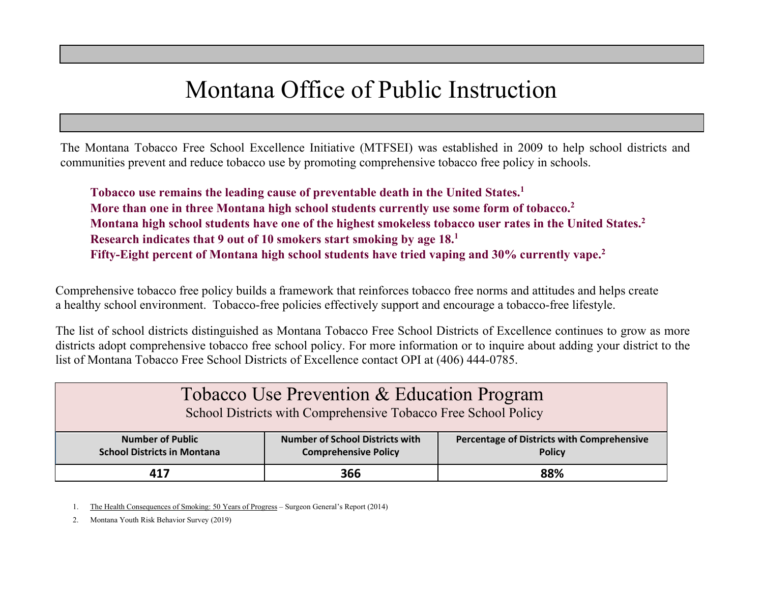# Montana Office of Public Instruction

The Montana Tobacco Free School Excellence Initiative (MTFSEI) was established in 2009 to help school districts and communities prevent and reduce tobacco use by promoting comprehensive tobacco free policy in schools.

**Tobacco use remains the leading cause of preventable death in the United States.[1]**
**More than one in three Montana high school students currently use some form of tobacco.[2]**
**Montana high school students have one of the highest smokeless tobacco user rates in the United States.[2]**
**Research indicates that 9 out of 10 smokers start smoking by age 18.[1]**
**Fifty-Eight percent of Montana high school students have tried vaping and 30% currently vape.[2]**

Comprehensive tobacco free policy builds a framework that reinforces tobacco free norms and attitudes and helps create a healthy school environment. Tobacco-free policies effectively support and encourage a tobacco-free lifestyle.

The list of school districts distinguished as Montana Tobacco Free School Districts of Excellence continues to grow as more districts adopt comprehensive tobacco free school policy. For more information or to inquire about adding your district to the list of Montana Tobacco Free School Districts of Excellence contact OPI at (406) 444-0785.

## Tobacco Use Prevention & Education Program

School Districts with Comprehensive Tobacco Free School Policy

| Number of Public School Districts in Montana | Number of School Districts with Comprehensive Policy | Percentage of Districts with Comprehensive Policy |
|---|---|---|
| **417** | **366** | **88%** |

1. The Health Consequences of Smoking: 50 Years of Progress – Surgeon General's Report (2014)
2. Montana Youth Risk Behavior Survey (2019)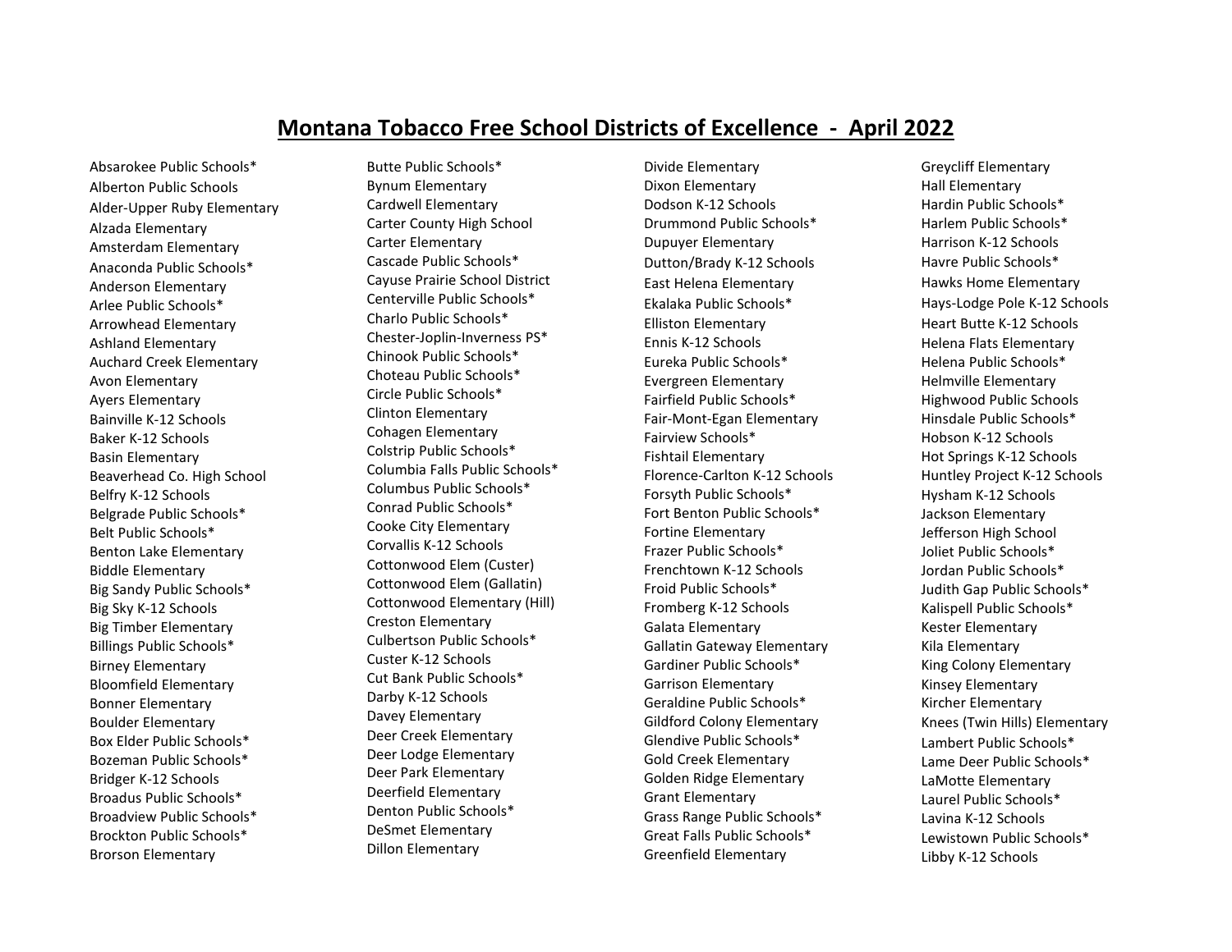# Montana Tobacco Free School Districts of Excellence - April 2022

Absarokee Public Schools*
Alberton Public Schools
Alder-Upper Ruby Elementary
Alzada Elementary
Amsterdam Elementary
Anaconda Public Schools*
Anderson Elementary
Arlee Public Schools*
Arrowhead Elementary
Ashland Elementary
Auchard Creek Elementary
Avon Elementary
Ayers Elementary
Bainville K-12 Schools
Baker K-12 Schools
Basin Elementary
Beaverhead Co. High School
Belfry K-12 Schools
Belgrade Public Schools*
Belt Public Schools*
Benton Lake Elementary
Biddle Elementary
Big Sandy Public Schools*
Big Sky K-12 Schools
Big Timber Elementary
Billings Public Schools*
Birney Elementary
Bloomfield Elementary
Bonner Elementary
Boulder Elementary
Box Elder Public Schools*
Bozeman Public Schools*
Bridger K-12 Schools
Broadus Public Schools*
Broadview Public Schools*
Brockton Public Schools*
Brorson Elementary

Butte Public Schools*
Bynum Elementary
Cardwell Elementary
Carter County High School
Carter Elementary
Cascade Public Schools*
Cayuse Prairie School District
Centerville Public Schools*
Charlo Public Schools*
Chester-Joplin-Inverness PS*
Chinook Public Schools*
Choteau Public Schools*
Circle Public Schools*
Clinton Elementary
Cohagen Elementary
Colstrip Public Schools*
Columbia Falls Public Schools*
Columbus Public Schools*
Conrad Public Schools*
Cooke City Elementary
Corvallis K-12 Schools
Cottonwood Elem (Custer)
Cottonwood Elem (Gallatin)
Cottonwood Elementary (Hill)
Creston Elementary
Culbertson Public Schools*
Custer K-12 Schools
Cut Bank Public Schools*
Darby K-12 Schools
Davey Elementary
Deer Creek Elementary
Deer Lodge Elementary
Deer Park Elementary
Deerfield Elementary
Denton Public Schools*
DeSmet Elementary
Dillon Elementary

Divide Elementary
Dixon Elementary
Dodson K-12 Schools
Drummond Public Schools*
Dupuyer Elementary
Dutton/Brady K-12 Schools
East Helena Elementary
Ekalaka Public Schools*
Elliston Elementary
Ennis K-12 Schools
Eureka Public Schools*
Evergreen Elementary
Fairfield Public Schools*
Fair-Mont-Egan Elementary
Fairview Schools*
Fishtail Elementary
Florence-Carlton K-12 Schools
Forsyth Public Schools*
Fort Benton Public Schools*
Fortine Elementary
Frazer Public Schools*
Frenchtown K-12 Schools
Froid Public Schools*
Fromberg K-12 Schools
Galata Elementary
Gallatin Gateway Elementary
Gardiner Public Schools*
Garrison Elementary
Geraldine Public Schools*
Gildford Colony Elementary
Glendive Public Schools*
Gold Creek Elementary
Golden Ridge Elementary
Grant Elementary
Grass Range Public Schools*
Great Falls Public Schools*
Greenfield Elementary

Greycliff Elementary
Hall Elementary
Hardin Public Schools*
Harlem Public Schools*
Harrison K-12 Schools
Havre Public Schools*
Hawks Home Elementary
Hays-Lodge Pole K-12 Schools
Heart Butte K-12 Schools
Helena Flats Elementary
Helena Public Schools*
Helmville Elementary
Highwood Public Schools
Hinsdale Public Schools*
Hobson K-12 Schools
Hot Springs K-12 Schools
Huntley Project K-12 Schools
Hysham K-12 Schools
Jackson Elementary
Jefferson High School
Joliet Public Schools*
Jordan Public Schools*
Judith Gap Public Schools*
Kalispell Public Schools*
Kester Elementary
Kila Elementary
King Colony Elementary
Kinsey Elementary
Kircher Elementary
Knees (Twin Hills) Elementary
Lambert Public Schools*
Lame Deer Public Schools*
LaMotte Elementary
Laurel Public Schools*
Lavina K-12 Schools
Lewistown Public Schools*
Libby K-12 Schools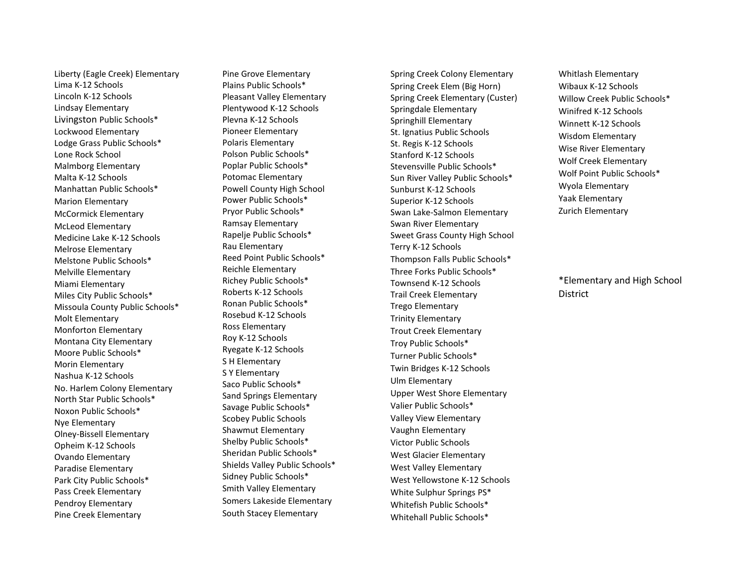Liberty (Eagle Creek) Elementary
Lima K-12 Schools
Lincoln K-12 Schools
Lindsay Elementary
Livingston Public Schools*
Lockwood Elementary
Lodge Grass Public Schools*
Lone Rock School
Malmborg Elementary
Malta K-12 Schools
Manhattan Public Schools*
Marion Elementary
McCormick Elementary
McLeod Elementary
Medicine Lake K-12 Schools
Melrose Elementary
Melstone Public Schools*
Melville Elementary
Miami Elementary
Miles City Public Schools*
Missoula County Public Schools*
Molt Elementary
Monforton Elementary
Montana City Elementary
Moore Public Schools*
Morin Elementary
Nashua K-12 Schools
No. Harlem Colony Elementary
North Star Public Schools*
Noxon Public Schools*
Nye Elementary
Olney-Bissell Elementary
Opheim K-12 Schools
Ovando Elementary
Paradise Elementary
Park City Public Schools*
Pass Creek Elementary
Pendroy Elementary
Pine Creek Elementary
Pine Grove Elementary
Plains Public Schools*
Pleasant Valley Elementary
Plentywood K-12 Schools
Plevna K-12 Schools
Pioneer Elementary
Polaris Elementary
Polson Public Schools*
Poplar Public Schools*
Potomac Elementary
Powell County High School
Power Public Schools*
Pryor Public Schools*
Ramsay Elementary
Rapelje Public Schools*
Rau Elementary
Reed Point Public Schools*
Reichle Elementary
Richey Public Schools*
Roberts K-12 Schools
Ronan Public Schools*
Rosebud K-12 Schools
Ross Elementary
Roy K-12 Schools
Ryegate K-12 Schools
S H Elementary
S Y Elementary
Saco Public Schools*
Sand Springs Elementary
Savage Public Schools*
Scobey Public Schools
Shawmut Elementary
Shelby Public Schools*
Sheridan Public Schools*
Shields Valley Public Schools*
Sidney Public Schools*
Smith Valley Elementary
Somers Lakeside Elementary
South Stacey Elementary
Spring Creek Colony Elementary
Spring Creek Elem (Big Horn)
Spring Creek Elementary (Custer)
Springdale Elementary
Springhill Elementary
St. Ignatius Public Schools
St. Regis K-12 Schools
Stanford K-12 Schools
Stevensville Public Schools*
Sun River Valley Public Schools*
Sunburst K-12 Schools
Superior K-12 Schools
Swan Lake-Salmon Elementary
Swan River Elementary
Sweet Grass County High School
Terry K-12 Schools
Thompson Falls Public Schools*
Three Forks Public Schools*
Townsend K-12 Schools
Trail Creek Elementary
Trego Elementary
Trinity Elementary
Trout Creek Elementary
Troy Public Schools*
Turner Public Schools*
Twin Bridges K-12 Schools
Ulm Elementary
Upper West Shore Elementary
Valier Public Schools*
Valley View Elementary
Vaughn Elementary
Victor Public Schools
West Glacier Elementary
West Valley Elementary
West Yellowstone K-12 Schools
White Sulphur Springs PS*
Whitefish Public Schools*
Whitehall Public Schools*
Whitlash Elementary
Wibaux K-12 Schools
Willow Creek Public Schools*
Winifred K-12 Schools
Winnett K-12 Schools
Wisdom Elementary
Wise River Elementary
Wolf Creek Elementary
Wolf Point Public Schools*
Wyola Elementary
Yaak Elementary
Zurich Elementary

*Elementary and High School District